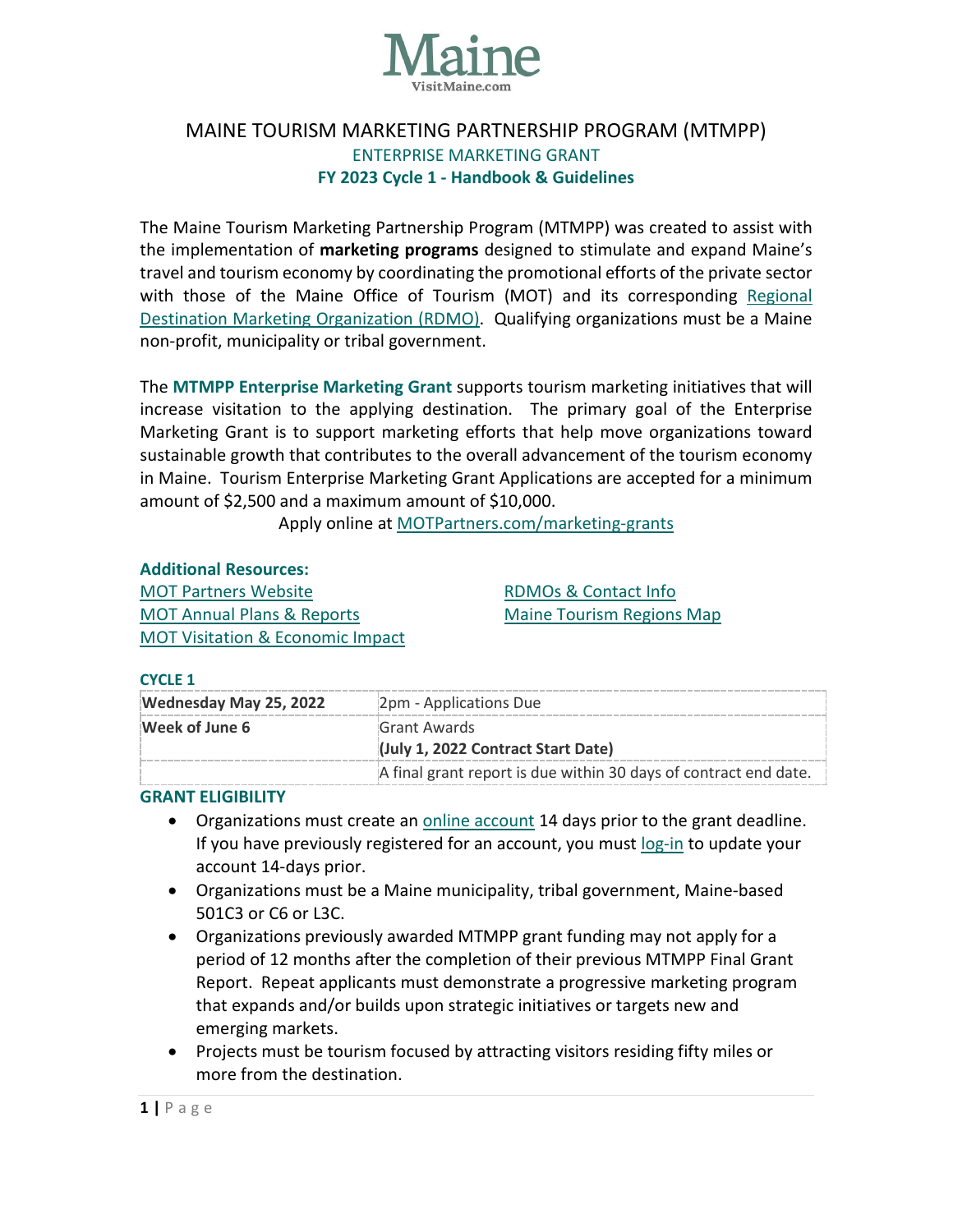Maine
VisitMaine.com

# MAINE TOURISM MARKETING PARTNERSHIP PROGRAM (MTMPP)

## ENTERPRISE MARKETING GRANT

### FY 2023 Cycle 1 - Handbook & Guidelines

The Maine Tourism Marketing Partnership Program (MTMPP) was created to assist with the implementation of **marketing programs** designed to stimulate and expand Maine's travel and tourism economy by coordinating the promotional efforts of the private sector with those of the Maine Office of Tourism (MOT) and its corresponding Regional Destination Marketing Organization (RDMO). Qualifying organizations must be a Maine non-profit, municipality or tribal government.

The **MTMPP Enterprise Marketing Grant** supports tourism marketing initiatives that will increase visitation to the applying destination. The primary goal of the Enterprise Marketing Grant is to support marketing efforts that help move organizations toward sustainable growth that contributes to the overall advancement of the tourism economy in Maine. Tourism Enterprise Marketing Grant Applications are accepted for a minimum amount of $2,500 and a maximum amount of $10,000.

Apply online at MOTPartners.com/marketing-grants

**Additional Resources:**

- MOT Partners Website
- MOT Annual Plans & Reports
- MOT Visitation & Economic Impact
- RDMOs & Contact Info
- Maine Tourism Regions Map

**CYCLE 1**

| | |
|---|---|
| **Wednesday May 25, 2022** | 2pm - Applications Due |
| **Week of June 6** | Grant Awards<br>**(July 1, 2022 Contract Start Date)** |
| | A final grant report is due within 30 days of contract end date. |

**GRANT ELIGIBILITY**

- Organizations must create an online account 14 days prior to the grant deadline. If you have previously registered for an account, you must log-in to update your account 14-days prior.
- Organizations must be a Maine municipality, tribal government, Maine-based 501C3 or C6 or L3C.
- Organizations previously awarded MTMPP grant funding may not apply for a period of 12 months after the completion of their previous MTMPP Final Grant Report. Repeat applicants must demonstrate a progressive marketing program that expands and/or builds upon strategic initiatives or targets new and emerging markets.
- Projects must be tourism focused by attracting visitors residing fifty miles or more from the destination.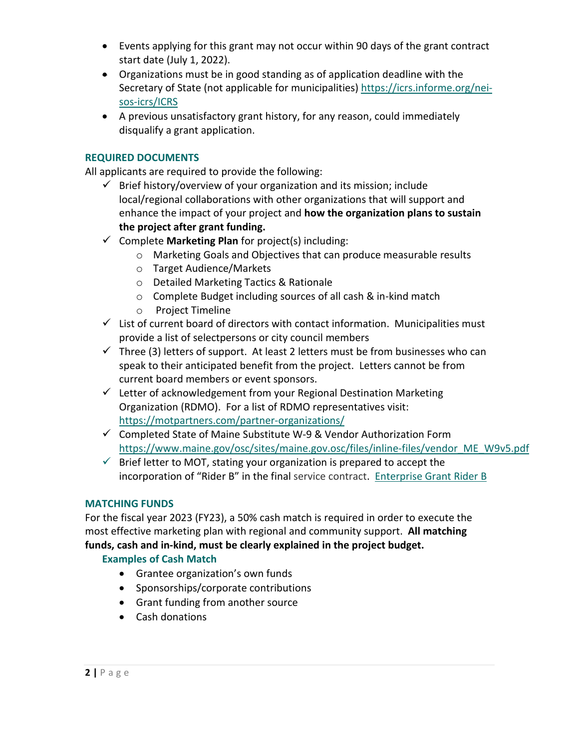- Events applying for this grant may not occur within 90 days of the grant contract start date (July 1, 2022).
- Organizations must be in good standing as of application deadline with the Secretary of State (not applicable for municipalities) https://icrs.informe.org/nei-sos-icrs/ICRS
- A previous unsatisfactory grant history, for any reason, could immediately disqualify a grant application.

## REQUIRED DOCUMENTS

All applicants are required to provide the following:

- ✓ Brief history/overview of your organization and its mission; include local/regional collaborations with other organizations that will support and enhance the impact of your project and **how the organization plans to sustain the project after grant funding.**
- ✓ Complete **Marketing Plan** for project(s) including:
  - Marketing Goals and Objectives that can produce measurable results
  - Target Audience/Markets
  - Detailed Marketing Tactics & Rationale
  - Complete Budget including sources of all cash & in-kind match
  - Project Timeline
- ✓ List of current board of directors with contact information. Municipalities must provide a list of selectpersons or city council members
- ✓ Three (3) letters of support. At least 2 letters must be from businesses who can speak to their anticipated benefit from the project. Letters cannot be from current board members or event sponsors.
- ✓ Letter of acknowledgement from your Regional Destination Marketing Organization (RDMO). For a list of RDMO representatives visit: https://motpartners.com/partner-organizations/
- ✓ Completed State of Maine Substitute W-9 & Vendor Authorization Form https://www.maine.gov/osc/sites/maine.gov.osc/files/inline-files/vendor_ME_W9v5.pdf
- ✓ Brief letter to MOT, stating your organization is prepared to accept the incorporation of "Rider B" in the final service contract. Enterprise Grant Rider B

## MATCHING FUNDS

For the fiscal year 2023 (FY23), a 50% cash match is required in order to execute the most effective marketing plan with regional and community support. **All matching funds, cash and in-kind, must be clearly explained in the project budget.**

### Examples of Cash Match

- Grantee organization's own funds
- Sponsorships/corporate contributions
- Grant funding from another source
- Cash donations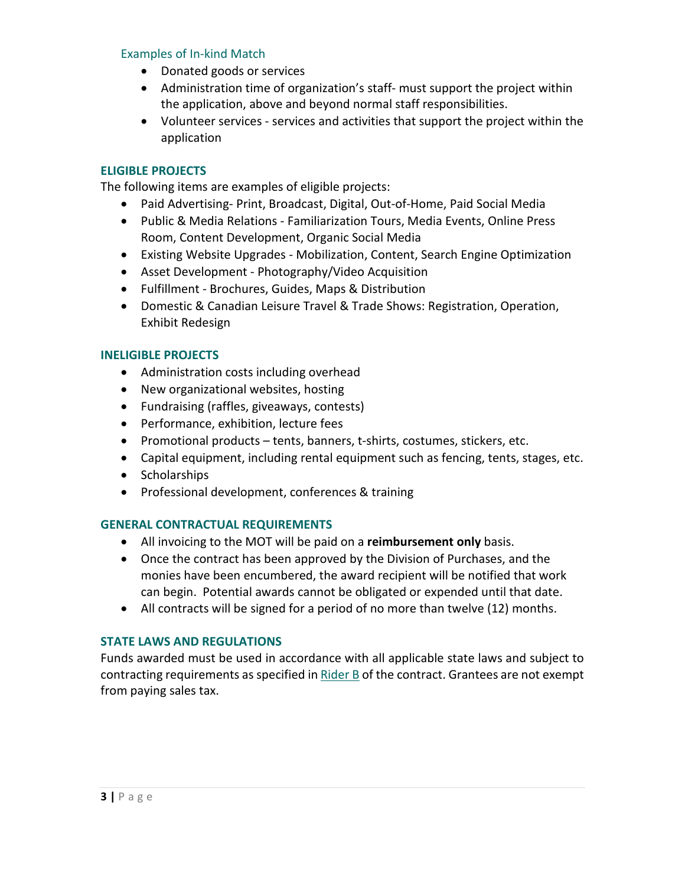### Examples of In-kind Match

- Donated goods or services
- Administration time of organization's staff- must support the project within the application, above and beyond normal staff responsibilities.
- Volunteer services - services and activities that support the project within the application

## ELIGIBLE PROJECTS

The following items are examples of eligible projects:

- Paid Advertising- Print, Broadcast, Digital, Out-of-Home, Paid Social Media
- Public & Media Relations - Familiarization Tours, Media Events, Online Press Room, Content Development, Organic Social Media
- Existing Website Upgrades - Mobilization, Content, Search Engine Optimization
- Asset Development - Photography/Video Acquisition
- Fulfillment - Brochures, Guides, Maps & Distribution
- Domestic & Canadian Leisure Travel & Trade Shows: Registration, Operation, Exhibit Redesign

## INELIGIBLE PROJECTS

- Administration costs including overhead
- New organizational websites, hosting
- Fundraising (raffles, giveaways, contests)
- Performance, exhibition, lecture fees
- Promotional products – tents, banners, t-shirts, costumes, stickers, etc.
- Capital equipment, including rental equipment such as fencing, tents, stages, etc.
- Scholarships
- Professional development, conferences & training

## GENERAL CONTRACTUAL REQUIREMENTS

- All invoicing to the MOT will be paid on a **reimbursement only** basis.
- Once the contract has been approved by the Division of Purchases, and the monies have been encumbered, the award recipient will be notified that work can begin. Potential awards cannot be obligated or expended until that date.
- All contracts will be signed for a period of no more than twelve (12) months.

## STATE LAWS AND REGULATIONS

Funds awarded must be used in accordance with all applicable state laws and subject to contracting requirements as specified in Rider B of the contract. Grantees are not exempt from paying sales tax.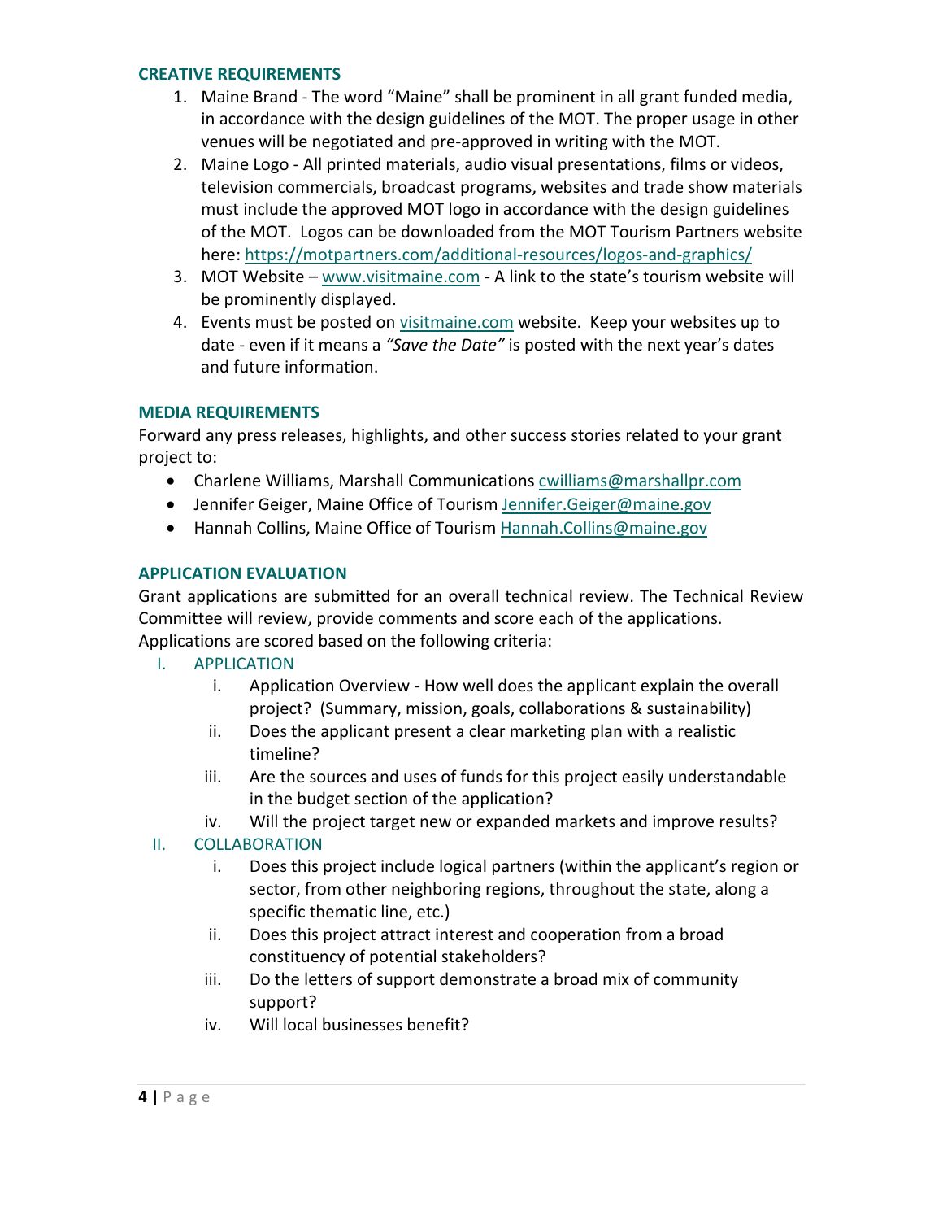### CREATIVE REQUIREMENTS

1. Maine Brand - The word "Maine" shall be prominent in all grant funded media, in accordance with the design guidelines of the MOT. The proper usage in other venues will be negotiated and pre-approved in writing with the MOT.
2. Maine Logo - All printed materials, audio visual presentations, films or videos, television commercials, broadcast programs, websites and trade show materials must include the approved MOT logo in accordance with the design guidelines of the MOT. Logos can be downloaded from the MOT Tourism Partners website here: https://motpartners.com/additional-resources/logos-and-graphics/
3. MOT Website – www.visitmaine.com - A link to the state's tourism website will be prominently displayed.
4. Events must be posted on visitmaine.com website. Keep your websites up to date - even if it means a *"Save the Date"* is posted with the next year's dates and future information.

### MEDIA REQUIREMENTS

Forward any press releases, highlights, and other success stories related to your grant project to:

- Charlene Williams, Marshall Communications cwilliams@marshallpr.com
- Jennifer Geiger, Maine Office of Tourism Jennifer.Geiger@maine.gov
- Hannah Collins, Maine Office of Tourism Hannah.Collins@maine.gov

### APPLICATION EVALUATION

Grant applications are submitted for an overall technical review. The Technical Review Committee will review, provide comments and score each of the applications. Applications are scored based on the following criteria:

I. APPLICATION
   i. Application Overview - How well does the applicant explain the overall project? (Summary, mission, goals, collaborations & sustainability)
   ii. Does the applicant present a clear marketing plan with a realistic timeline?
   iii. Are the sources and uses of funds for this project easily understandable in the budget section of the application?
   iv. Will the project target new or expanded markets and improve results?

II. COLLABORATION
   i. Does this project include logical partners (within the applicant's region or sector, from other neighboring regions, throughout the state, along a specific thematic line, etc.)
   ii. Does this project attract interest and cooperation from a broad constituency of potential stakeholders?
   iii. Do the letters of support demonstrate a broad mix of community support?
   iv. Will local businesses benefit?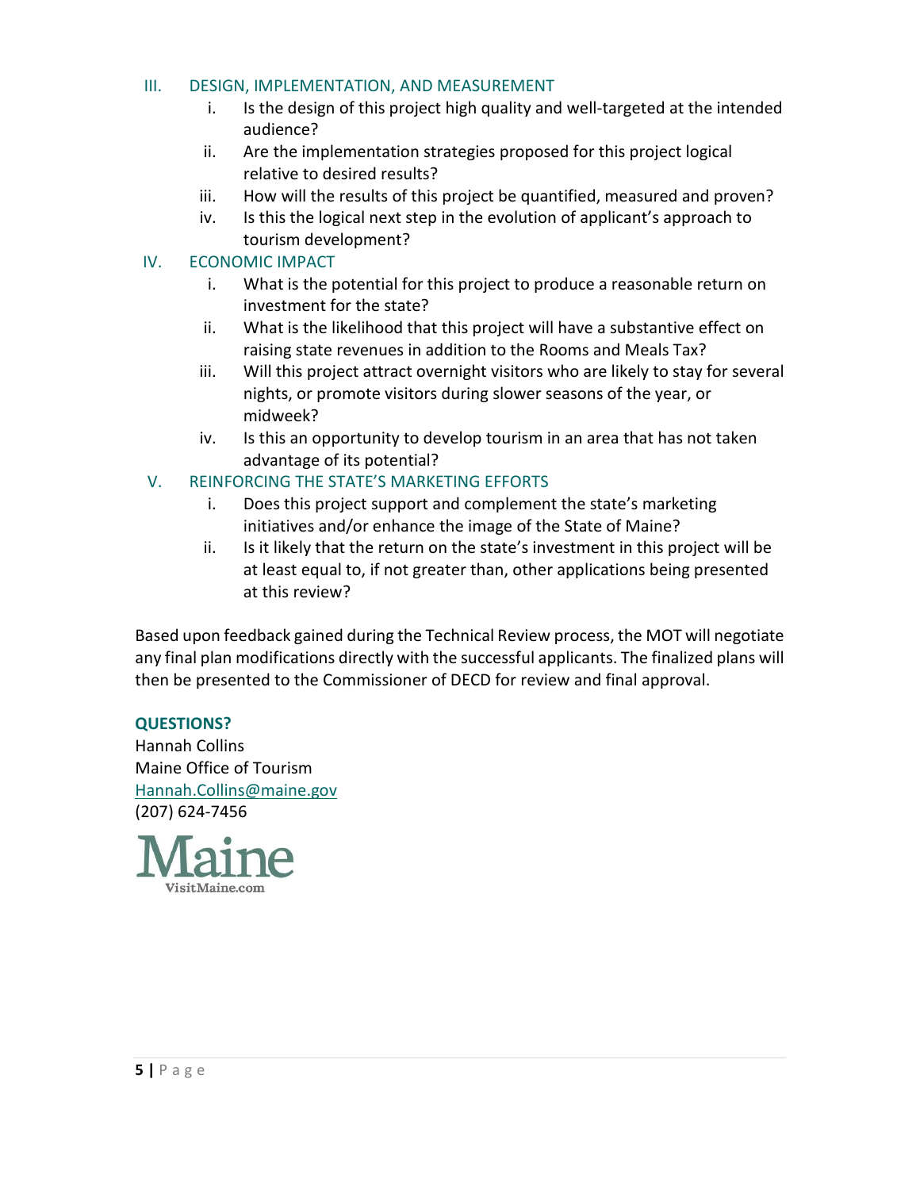III. DESIGN, IMPLEMENTATION, AND MEASUREMENT

  i. Is the design of this project high quality and well-targeted at the intended audience?
  ii. Are the implementation strategies proposed for this project logical relative to desired results?
  iii. How will the results of this project be quantified, measured and proven?
  iv. Is this the logical next step in the evolution of applicant's approach to tourism development?

IV. ECONOMIC IMPACT

  i. What is the potential for this project to produce a reasonable return on investment for the state?
  ii. What is the likelihood that this project will have a substantive effect on raising state revenues in addition to the Rooms and Meals Tax?
  iii. Will this project attract overnight visitors who are likely to stay for several nights, or promote visitors during slower seasons of the year, or midweek?
  iv. Is this an opportunity to develop tourism in an area that has not taken advantage of its potential?

V. REINFORCING THE STATE'S MARKETING EFFORTS

  i. Does this project support and complement the state's marketing initiatives and/or enhance the image of the State of Maine?
  ii. Is it likely that the return on the state's investment in this project will be at least equal to, if not greater than, other applications being presented at this review?

Based upon feedback gained during the Technical Review process, the MOT will negotiate any final plan modifications directly with the successful applicants. The finalized plans will then be presented to the Commissioner of DECD for review and final approval.

**QUESTIONS?**

Hannah Collins
Maine Office of Tourism
Hannah.Collins@maine.gov
(207) 624-7456

Maine
VisitMaine.com